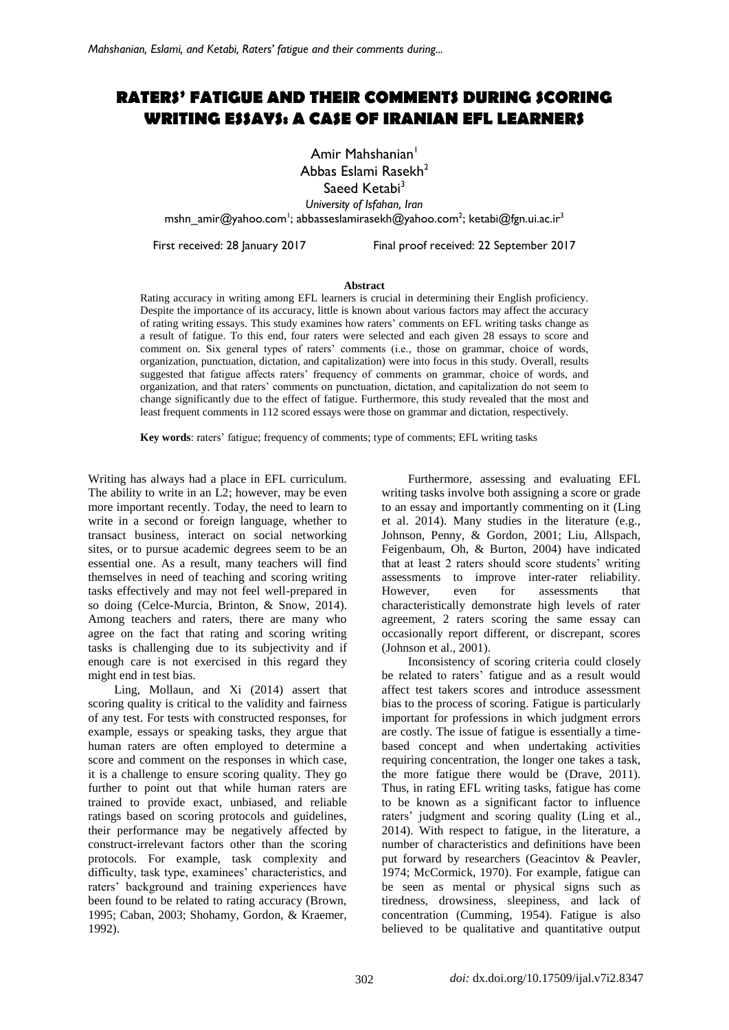# RATERS' FATIGUE AND THEIR COMMENTS DURING SCORING WRITING ESSAYS: A CASE OF IRANIAN EFL LEARNERS

Amir Mahshanian[1]
Abbas Eslami Rasekh[2]
Saeed Ketabi[3]

*University of Isfahan, Iran*

mshn_amir@yahoo.com[1]; abbasseslamirasekh@yahoo.com[2]; ketabi@fgn.ui.ac.ir[3]

First received: 28 January 2017 Final proof received: 22 September 2017

**Abstract**

Rating accuracy in writing among EFL learners is crucial in determining their English proficiency. Despite the importance of its accuracy, little is known about various factors may affect the accuracy of rating writing essays. This study examines how raters' comments on EFL writing tasks change as a result of fatigue. To this end, four raters were selected and each given 28 essays to score and comment on. Six general types of raters' comments (i.e., those on grammar, choice of words, organization, punctuation, dictation, and capitalization) were into focus in this study. Overall, results suggested that fatigue affects raters' frequency of comments on grammar, choice of words, and organization, and that raters' comments on punctuation, dictation, and capitalization do not seem to change significantly due to the effect of fatigue. Furthermore, this study revealed that the most and least frequent comments in 112 scored essays were those on grammar and dictation, respectively.

**Key words**: raters' fatigue; frequency of comments; type of comments; EFL writing tasks

Writing has always had a place in EFL curriculum. The ability to write in an L2; however, may be even more important recently. Today, the need to learn to write in a second or foreign language, whether to transact business, interact on social networking sites, or to pursue academic degrees seem to be an essential one. As a result, many teachers will find themselves in need of teaching and scoring writing tasks effectively and may not feel well-prepared in so doing (Celce-Murcia, Brinton, & Snow, 2014). Among teachers and raters, there are many who agree on the fact that rating and scoring writing tasks is challenging due to its subjectivity and if enough care is not exercised in this regard they might end in test bias.

Ling, Mollaun, and Xi (2014) assert that scoring quality is critical to the validity and fairness of any test. For tests with constructed responses, for example, essays or speaking tasks, they argue that human raters are often employed to determine a score and comment on the responses in which case, it is a challenge to ensure scoring quality. They go further to point out that while human raters are trained to provide exact, unbiased, and reliable ratings based on scoring protocols and guidelines, their performance may be negatively affected by construct-irrelevant factors other than the scoring protocols. For example, task complexity and difficulty, task type, examinees' characteristics, and raters' background and training experiences have been found to be related to rating accuracy (Brown, 1995; Caban, 2003; Shohamy, Gordon, & Kraemer, 1992).

Furthermore, assessing and evaluating EFL writing tasks involve both assigning a score or grade to an essay and importantly commenting on it (Ling et al. 2014). Many studies in the literature (e.g., Johnson, Penny, & Gordon, 2001; Liu, Allspach, Feigenbaum, Oh, & Burton, 2004) have indicated that at least 2 raters should score students' writing assessments to improve inter-rater reliability. However, even for assessments that characteristically demonstrate high levels of rater agreement, 2 raters scoring the same essay can occasionally report different, or discrepant, scores (Johnson et al., 2001).

Inconsistency of scoring criteria could closely be related to raters' fatigue and as a result would affect test takers scores and introduce assessment bias to the process of scoring. Fatigue is particularly important for professions in which judgment errors are costly. The issue of fatigue is essentially a time-based concept and when undertaking activities requiring concentration, the longer one takes a task, the more fatigue there would be (Drave, 2011). Thus, in rating EFL writing tasks, fatigue has come to be known as a significant factor to influence raters' judgment and scoring quality (Ling et al., 2014). With respect to fatigue, in the literature, a number of characteristics and definitions have been put forward by researchers (Geacintov & Peavler, 1974; McCormick, 1970). For example, fatigue can be seen as mental or physical signs such as tiredness, drowsiness, sleepiness, and lack of concentration (Cumming, 1954). Fatigue is also believed to be qualitative and quantitative output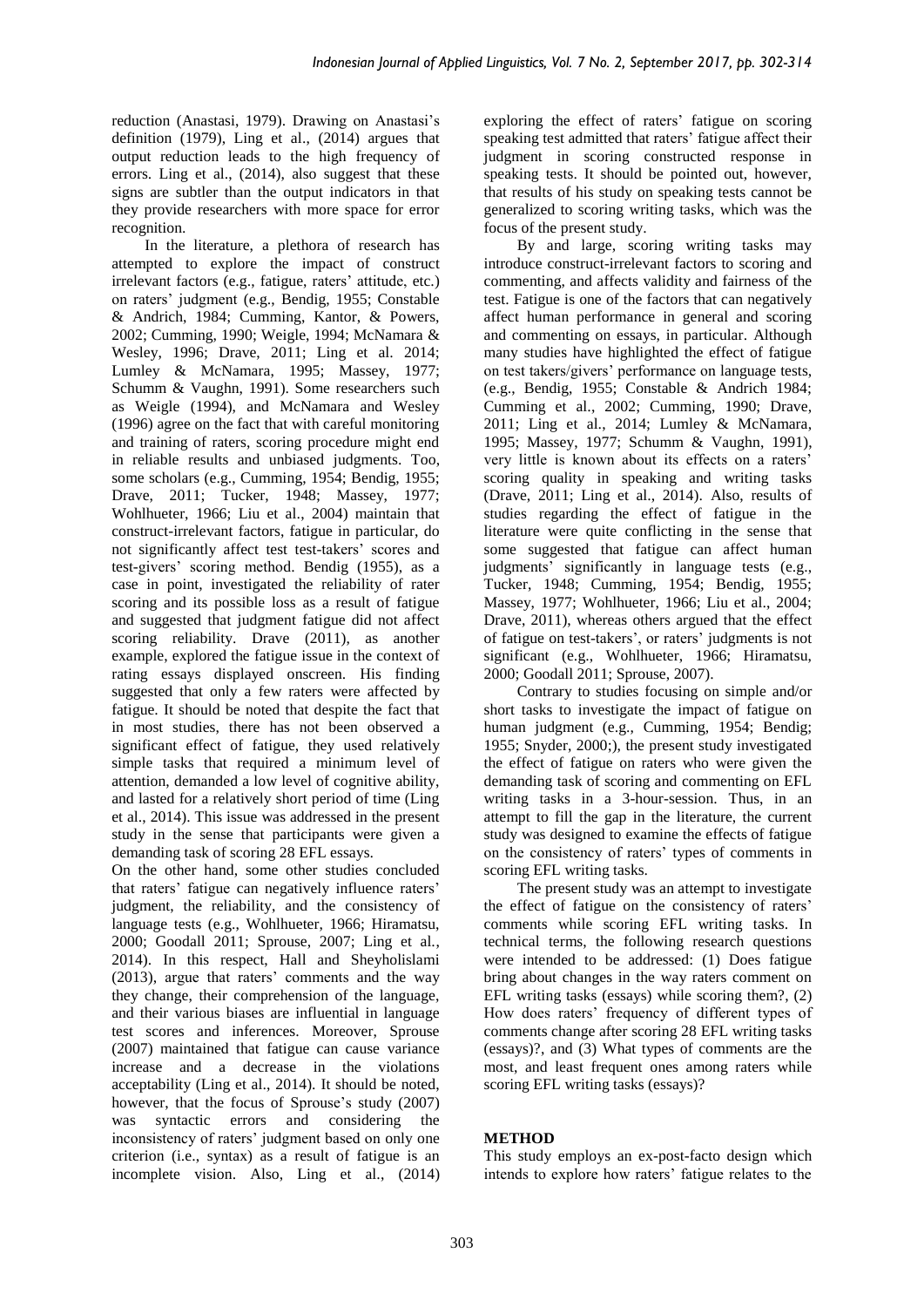reduction (Anastasi, 1979). Drawing on Anastasi's definition (1979), Ling et al., (2014) argues that output reduction leads to the high frequency of errors. Ling et al., (2014), also suggest that these signs are subtler than the output indicators in that they provide researchers with more space for error recognition.

In the literature, a plethora of research has attempted to explore the impact of construct irrelevant factors (e.g., fatigue, raters' attitude, etc.) on raters' judgment (e.g., Bendig, 1955; Constable & Andrich, 1984; Cumming, Kantor, & Powers, 2002; Cumming, 1990; Weigle, 1994; McNamara & Wesley, 1996; Drave, 2011; Ling et al. 2014; Lumley & McNamara, 1995; Massey, 1977; Schumm & Vaughn, 1991). Some researchers such as Weigle (1994), and McNamara and Wesley (1996) agree on the fact that with careful monitoring and training of raters, scoring procedure might end in reliable results and unbiased judgments. Too, some scholars (e.g., Cumming, 1954; Bendig, 1955; Drave, 2011; Tucker, 1948; Massey, 1977; Wohlhueter, 1966; Liu et al., 2004) maintain that construct-irrelevant factors, fatigue in particular, do not significantly affect test test-takers' scores and test-givers' scoring method. Bendig (1955), as a case in point, investigated the reliability of rater scoring and its possible loss as a result of fatigue and suggested that judgment fatigue did not affect scoring reliability. Drave (2011), as another example, explored the fatigue issue in the context of rating essays displayed onscreen. His finding suggested that only a few raters were affected by fatigue. It should be noted that despite the fact that in most studies, there has not been observed a significant effect of fatigue, they used relatively simple tasks that required a minimum level of attention, demanded a low level of cognitive ability, and lasted for a relatively short period of time (Ling et al., 2014). This issue was addressed in the present study in the sense that participants were given a demanding task of scoring 28 EFL essays.

On the other hand, some other studies concluded that raters' fatigue can negatively influence raters' judgment, the reliability, and the consistency of language tests (e.g., Wohlhueter, 1966; Hiramatsu, 2000; Goodall 2011; Sprouse, 2007; Ling et al., 2014). In this respect, Hall and Sheyholislami (2013), argue that raters' comments and the way they change, their comprehension of the language, and their various biases are influential in language test scores and inferences. Moreover, Sprouse (2007) maintained that fatigue can cause variance increase and a decrease in the violations acceptability (Ling et al., 2014). It should be noted, however, that the focus of Sprouse's study (2007) was syntactic errors and considering the inconsistency of raters' judgment based on only one criterion (i.e., syntax) as a result of fatigue is an incomplete vision. Also, Ling et al., (2014) exploring the effect of raters' fatigue on scoring speaking test admitted that raters' fatigue affect their judgment in scoring constructed response in speaking tests. It should be pointed out, however, that results of his study on speaking tests cannot be generalized to scoring writing tasks, which was the focus of the present study.

By and large, scoring writing tasks may introduce construct-irrelevant factors to scoring and commenting, and affects validity and fairness of the test. Fatigue is one of the factors that can negatively affect human performance in general and scoring and commenting on essays, in particular. Although many studies have highlighted the effect of fatigue on test takers/givers' performance on language tests, (e.g., Bendig, 1955; Constable & Andrich 1984; Cumming et al., 2002; Cumming, 1990; Drave, 2011; Ling et al., 2014; Lumley & McNamara, 1995; Massey, 1977; Schumm & Vaughn, 1991), very little is known about its effects on a raters' scoring quality in speaking and writing tasks (Drave, 2011; Ling et al., 2014). Also, results of studies regarding the effect of fatigue in the literature were quite conflicting in the sense that some suggested that fatigue can affect human judgments' significantly in language tests (e.g., Tucker, 1948; Cumming, 1954; Bendig, 1955; Massey, 1977; Wohlhueter, 1966; Liu et al., 2004; Drave, 2011), whereas others argued that the effect of fatigue on test-takers', or raters' judgments is not significant (e.g., Wohlhueter, 1966; Hiramatsu, 2000; Goodall 2011; Sprouse, 2007).

Contrary to studies focusing on simple and/or short tasks to investigate the impact of fatigue on human judgment (e.g., Cumming, 1954; Bendig; 1955; Snyder, 2000;), the present study investigated the effect of fatigue on raters who were given the demanding task of scoring and commenting on EFL writing tasks in a 3-hour-session. Thus, in an attempt to fill the gap in the literature, the current study was designed to examine the effects of fatigue on the consistency of raters' types of comments in scoring EFL writing tasks.

The present study was an attempt to investigate the effect of fatigue on the consistency of raters' comments while scoring EFL writing tasks. In technical terms, the following research questions were intended to be addressed: (1) Does fatigue bring about changes in the way raters comment on EFL writing tasks (essays) while scoring them?, (2) How does raters' frequency of different types of comments change after scoring 28 EFL writing tasks (essays)?, and (3) What types of comments are the most, and least frequent ones among raters while scoring EFL writing tasks (essays)?

## METHOD

This study employs an ex-post-facto design which intends to explore how raters' fatigue relates to the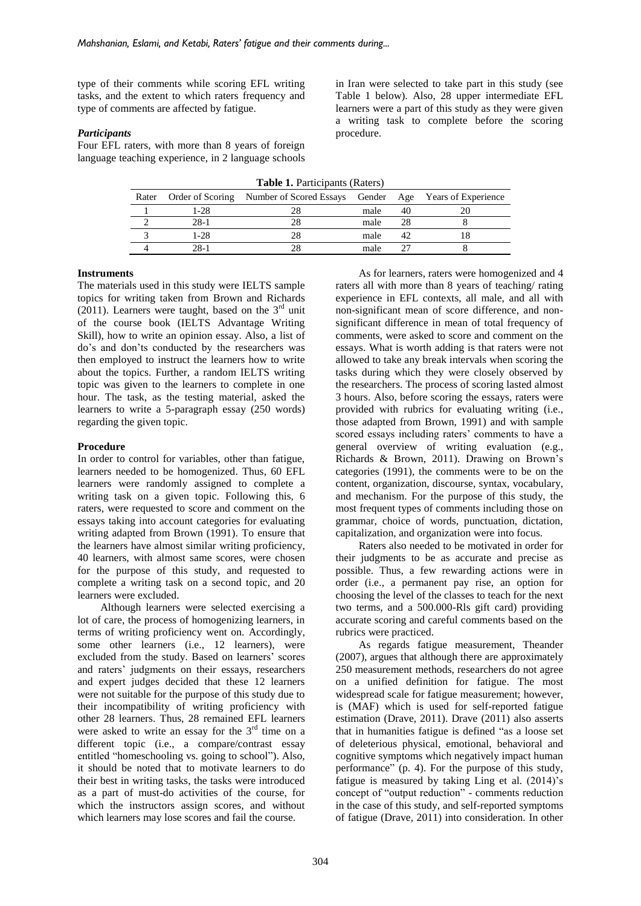type of their comments while scoring EFL writing tasks, and the extent to which raters frequency and type of comments are affected by fatigue.

### *Participants*

Four EFL raters, with more than 8 years of foreign language teaching experience, in 2 language schools in Iran were selected to take part in this study (see Table 1 below). Also, 28 upper intermediate EFL learners were a part of this study as they were given a writing task to complete before the scoring procedure.

**Table 1.** Participants (Raters)

| Rater | Order of Scoring | Number of Scored Essays | Gender | Age | Years of Experience |
|---|---|---|---|---|---|
| 1 | 1-28 | 28 | male | 40 | 20 |
| 2 | 28-1 | 28 | male | 28 | 8 |
| 3 | 1-28 | 28 | male | 42 | 18 |
| 4 | 28-1 | 28 | male | 27 | 8 |

### **Instruments**

The materials used in this study were IELTS sample topics for writing taken from Brown and Richards (2011). Learners were taught, based on the 3rd unit of the course book (IELTS Advantage Writing Skill), how to write an opinion essay. Also, a list of do's and don'ts conducted by the researchers was then employed to instruct the learners how to write about the topics. Further, a random IELTS writing topic was given to the learners to complete in one hour. The task, as the testing material, asked the learners to write a 5-paragraph essay (250 words) regarding the given topic.

### **Procedure**

In order to control for variables, other than fatigue, learners needed to be homogenized. Thus, 60 EFL learners were randomly assigned to complete a writing task on a given topic. Following this, 6 raters, were requested to score and comment on the essays taking into account categories for evaluating writing adapted from Brown (1991). To ensure that the learners have almost similar writing proficiency, 40 learners, with almost same scores, were chosen for the purpose of this study, and requested to complete a writing task on a second topic, and 20 learners were excluded.

Although learners were selected exercising a lot of care, the process of homogenizing learners, in terms of writing proficiency went on. Accordingly, some other learners (i.e., 12 learners), were excluded from the study. Based on learners' scores and raters' judgments on their essays, researchers and expert judges decided that these 12 learners were not suitable for the purpose of this study due to their incompatibility of writing proficiency with other 28 learners. Thus, 28 remained EFL learners were asked to write an essay for the 3rd time on a different topic (i.e., a compare/contrast essay entitled "homeschooling vs. going to school"). Also, it should be noted that to motivate learners to do their best in writing tasks, the tasks were introduced as a part of must-do activities of the course, for which the instructors assign scores, and without which learners may lose scores and fail the course.

As for learners, raters were homogenized and 4 raters all with more than 8 years of teaching/ rating experience in EFL contexts, all male, and all with non-significant mean of score difference, and non-significant difference in mean of total frequency of comments, were asked to score and comment on the essays. What is worth adding is that raters were not allowed to take any break intervals when scoring the tasks during which they were closely observed by the researchers. The process of scoring lasted almost 3 hours. Also, before scoring the essays, raters were provided with rubrics for evaluating writing (i.e., those adapted from Brown, 1991) and with sample scored essays including raters' comments to have a general overview of writing evaluation (e.g., Richards & Brown, 2011). Drawing on Brown's categories (1991), the comments were to be on the content, organization, discourse, syntax, vocabulary, and mechanism. For the purpose of this study, the most frequent types of comments including those on grammar, choice of words, punctuation, dictation, capitalization, and organization were into focus.

Raters also needed to be motivated in order for their judgments to be as accurate and precise as possible. Thus, a few rewarding actions were in order (i.e., a permanent pay rise, an option for choosing the level of the classes to teach for the next two terms, and a 500.000-Rls gift card) providing accurate scoring and careful comments based on the rubrics were practiced.

As regards fatigue measurement, Theander (2007), argues that although there are approximately 250 measurement methods, researchers do not agree on a unified definition for fatigue. The most widespread scale for fatigue measurement; however, is (MAF) which is used for self-reported fatigue estimation (Drave, 2011). Drave (2011) also asserts that in humanities fatigue is defined "as a loose set of deleterious physical, emotional, behavioral and cognitive symptoms which negatively impact human performance" (p. 4). For the purpose of this study, fatigue is measured by taking Ling et al. (2014)'s concept of "output reduction" - comments reduction in the case of this study, and self-reported symptoms of fatigue (Drave, 2011) into consideration. In other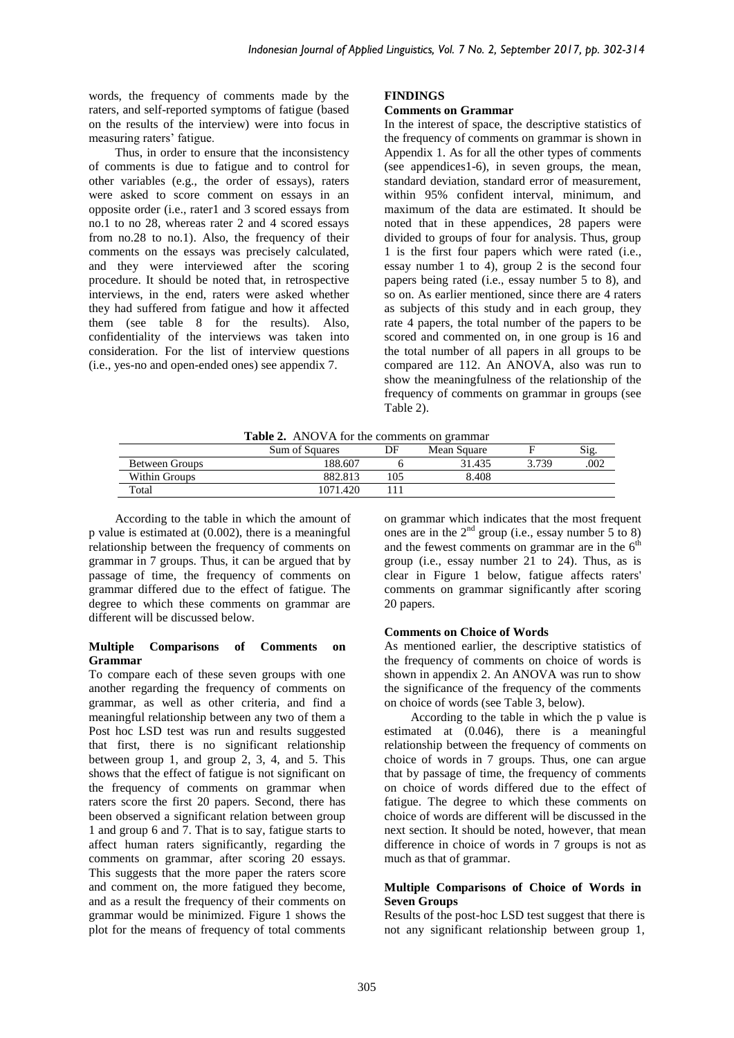words, the frequency of comments made by the raters, and self-reported symptoms of fatigue (based on the results of the interview) were into focus in measuring raters' fatigue.

Thus, in order to ensure that the inconsistency of comments is due to fatigue and to control for other variables (e.g., the order of essays), raters were asked to score comment on essays in an opposite order (i.e., rater1 and 3 scored essays from no.1 to no 28, whereas rater 2 and 4 scored essays from no.28 to no.1). Also, the frequency of their comments on the essays was precisely calculated, and they were interviewed after the scoring procedure. It should be noted that, in retrospective interviews, in the end, raters were asked whether they had suffered from fatigue and how it affected them (see table 8 for the results). Also, confidentiality of the interviews was taken into consideration. For the list of interview questions (i.e., yes-no and open-ended ones) see appendix 7.

## FINDINGS

### Comments on Grammar

In the interest of space, the descriptive statistics of the frequency of comments on grammar is shown in Appendix 1. As for all the other types of comments (see appendices1-6), in seven groups, the mean, standard deviation, standard error of measurement, within 95% confident interval, minimum, and maximum of the data are estimated. It should be noted that in these appendices, 28 papers were divided to groups of four for analysis. Thus, group 1 is the first four papers which were rated (i.e., essay number 1 to 4), group 2 is the second four papers being rated (i.e., essay number 5 to 8), and so on. As earlier mentioned, since there are 4 raters as subjects of this study and in each group, they rate 4 papers, the total number of the papers to be scored and commented on, in one group is 16 and the total number of all papers in all groups to be compared are 112. An ANOVA, also was run to show the meaningfulness of the relationship of the frequency of comments on grammar in groups (see Table 2).

**Table 2.** ANOVA for the comments on grammar

| | Sum of Squares | DF | Mean Square | F | Sig. |
|---|---|---|---|---|---|
| Between Groups | 188.607 | 6 | 31.435 | 3.739 | .002 |
| Within Groups | 882.813 | 105 | 8.408 | | |
| Total | 1071.420 | 111 | | | |

According to the table in which the amount of p value is estimated at (0.002), there is a meaningful relationship between the frequency of comments on grammar in 7 groups. Thus, it can be argued that by passage of time, the frequency of comments on grammar differed due to the effect of fatigue. The degree to which these comments on grammar are different will be discussed below.

### Multiple Comparisons of Comments on Grammar

To compare each of these seven groups with one another regarding the frequency of comments on grammar, as well as other criteria, and find a meaningful relationship between any two of them a Post hoc LSD test was run and results suggested that first, there is no significant relationship between group 1, and group 2, 3, 4, and 5. This shows that the effect of fatigue is not significant on the frequency of comments on grammar when raters score the first 20 papers. Second, there has been observed a significant relation between group 1 and group 6 and 7. That is to say, fatigue starts to affect human raters significantly, regarding the comments on grammar, after scoring 20 essays. This suggests that the more paper the raters score and comment on, the more fatigued they become, and as a result the frequency of their comments on grammar would be minimized. Figure 1 shows the plot for the means of frequency of total comments on grammar which indicates that the most frequent ones are in the 2nd group (i.e., essay number 5 to 8) and the fewest comments on grammar are in the 6th group (i.e., essay number 21 to 24). Thus, as is clear in Figure 1 below, fatigue affects raters' comments on grammar significantly after scoring 20 papers.

### Comments on Choice of Words

As mentioned earlier, the descriptive statistics of the frequency of comments on choice of words is shown in appendix 2. An ANOVA was run to show the significance of the frequency of the comments on choice of words (see Table 3, below).

According to the table in which the p value is estimated at (0.046), there is a meaningful relationship between the frequency of comments on choice of words in 7 groups. Thus, one can argue that by passage of time, the frequency of comments on choice of words differed due to the effect of fatigue. The degree to which these comments on choice of words are different will be discussed in the next section. It should be noted, however, that mean difference in choice of words in 7 groups is not as much as that of grammar.

### Multiple Comparisons of Choice of Words in Seven Groups

Results of the post-hoc LSD test suggest that there is not any significant relationship between group 1,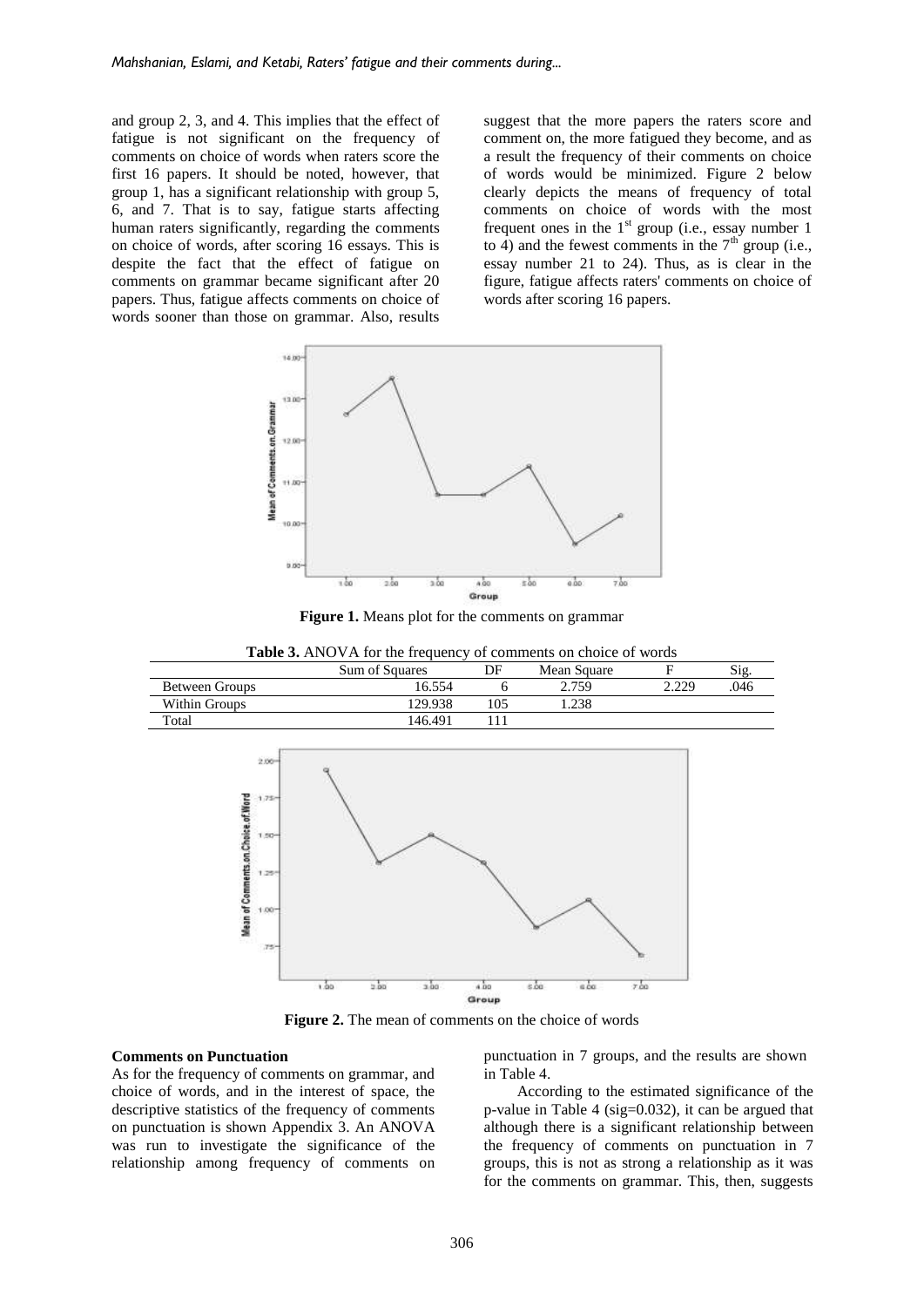and group 2, 3, and 4. This implies that the effect of fatigue is not significant on the frequency of comments on choice of words when raters score the first 16 papers. It should be noted, however, that group 1, has a significant relationship with group 5, 6, and 7. That is to say, fatigue starts affecting human raters significantly, regarding the comments on choice of words, after scoring 16 essays. This is despite the fact that the effect of fatigue on comments on grammar became significant after 20 papers. Thus, fatigue affects comments on choice of words sooner than those on grammar. Also, results suggest that the more papers the raters score and comment on, the more fatigued they become, and as a result the frequency of their comments on choice of words would be minimized. Figure 2 below clearly depicts the means of frequency of total comments on choice of words with the most frequent ones in the 1st group (i.e., essay number 1 to 4) and the fewest comments in the 7th group (i.e., essay number 21 to 24). Thus, as is clear in the figure, fatigue affects raters' comments on choice of words after scoring 16 papers.

**Figure 1.** Means plot for the comments on grammar

**Table 3.** ANOVA for the frequency of comments on choice of words

| | Sum of Squares | DF | Mean Square | F | Sig. |
|---|---|---|---|---|---|
| Between Groups | 16.554 | 6 | 2.759 | 2.229 | .046 |
| Within Groups | 129.938 | 105 | 1.238 | | |
| Total | 146.491 | 111 | | | |

**Figure 2.** The mean of comments on the choice of words

**Comments on Punctuation**

As for the frequency of comments on grammar, and choice of words, and in the interest of space, the descriptive statistics of the frequency of comments on punctuation is shown Appendix 3. An ANOVA was run to investigate the significance of the relationship among frequency of comments on punctuation in 7 groups, and the results are shown in Table 4.

According to the estimated significance of the p-value in Table 4 (sig=0.032), it can be argued that although there is a significant relationship between the frequency of comments on punctuation in 7 groups, this is not as strong a relationship as it was for the comments on grammar. This, then, suggests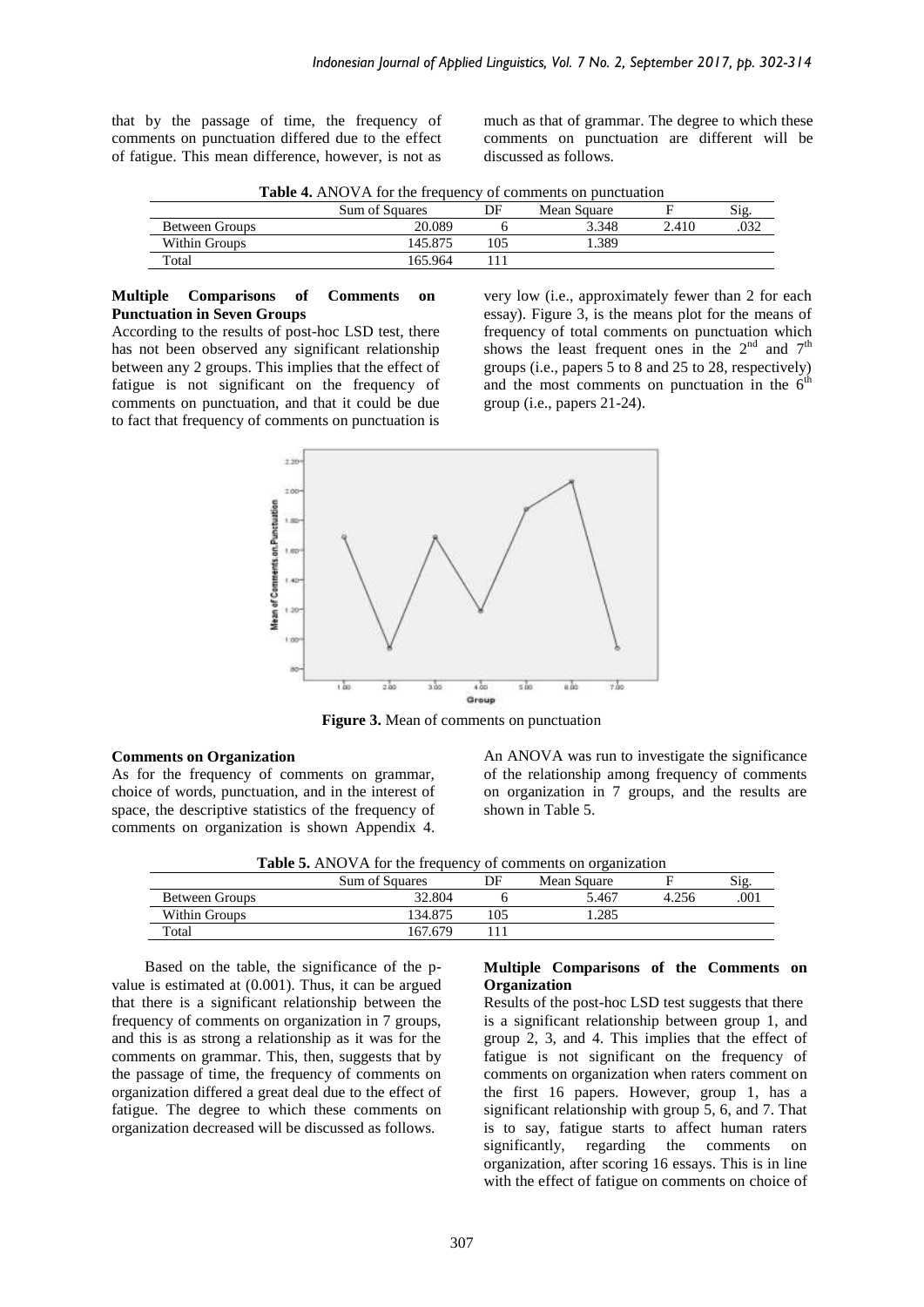that by the passage of time, the frequency of comments on punctuation differed due to the effect of fatigue. This mean difference, however, is not as much as that of grammar. The degree to which these comments on punctuation are different will be discussed as follows.

**Table 4.** ANOVA for the frequency of comments on punctuation

| | Sum of Squares | DF | Mean Square | F | Sig. |
|---|---|---|---|---|---|
| Between Groups | 20.089 | 6 | 3.348 | 2.410 | .032 |
| Within Groups | 145.875 | 105 | 1.389 | | |
| Total | 165.964 | 111 | | | |

### Multiple Comparisons of Comments on Punctuation in Seven Groups

According to the results of post-hoc LSD test, there has not been observed any significant relationship between any 2 groups. This implies that the effect of fatigue is not significant on the frequency of comments on punctuation, and that it could be due to fact that frequency of comments on punctuation is very low (i.e., approximately fewer than 2 for each essay). Figure 3, is the means plot for the means of frequency of total comments on punctuation which shows the least frequent ones in the 2nd and 7th groups (i.e., papers 5 to 8 and 25 to 28, respectively) and the most comments on punctuation in the 6th group (i.e., papers 21-24).

**Figure 3.** Mean of comments on punctuation

### Comments on Organization

As for the frequency of comments on grammar, choice of words, punctuation, and in the interest of space, the descriptive statistics of the frequency of comments on organization is shown Appendix 4. An ANOVA was run to investigate the significance of the relationship among frequency of comments on organization in 7 groups, and the results are shown in Table 5.

**Table 5.** ANOVA for the frequency of comments on organization

| | Sum of Squares | DF | Mean Square | F | Sig. |
|---|---|---|---|---|---|
| Between Groups | 32.804 | 6 | 5.467 | 4.256 | .001 |
| Within Groups | 134.875 | 105 | 1.285 | | |
| Total | 167.679 | 111 | | | |

Based on the table, the significance of the p-value is estimated at (0.001). Thus, it can be argued that there is a significant relationship between the frequency of comments on organization in 7 groups, and this is as strong a relationship as it was for the comments on grammar. This, then, suggests that by the passage of time, the frequency of comments on organization differed a great deal due to the effect of fatigue. The degree to which these comments on organization decreased will be discussed as follows.

### Multiple Comparisons of the Comments on Organization

Results of the post-hoc LSD test suggests that there is a significant relationship between group 1, and group 2, 3, and 4. This implies that the effect of fatigue is not significant on the frequency of comments on organization when raters comment on the first 16 papers. However, group 1, has a significant relationship with group 5, 6, and 7. That is to say, fatigue starts to affect human raters significantly, regarding the comments on organization, after scoring 16 essays. This is in line with the effect of fatigue on comments on choice of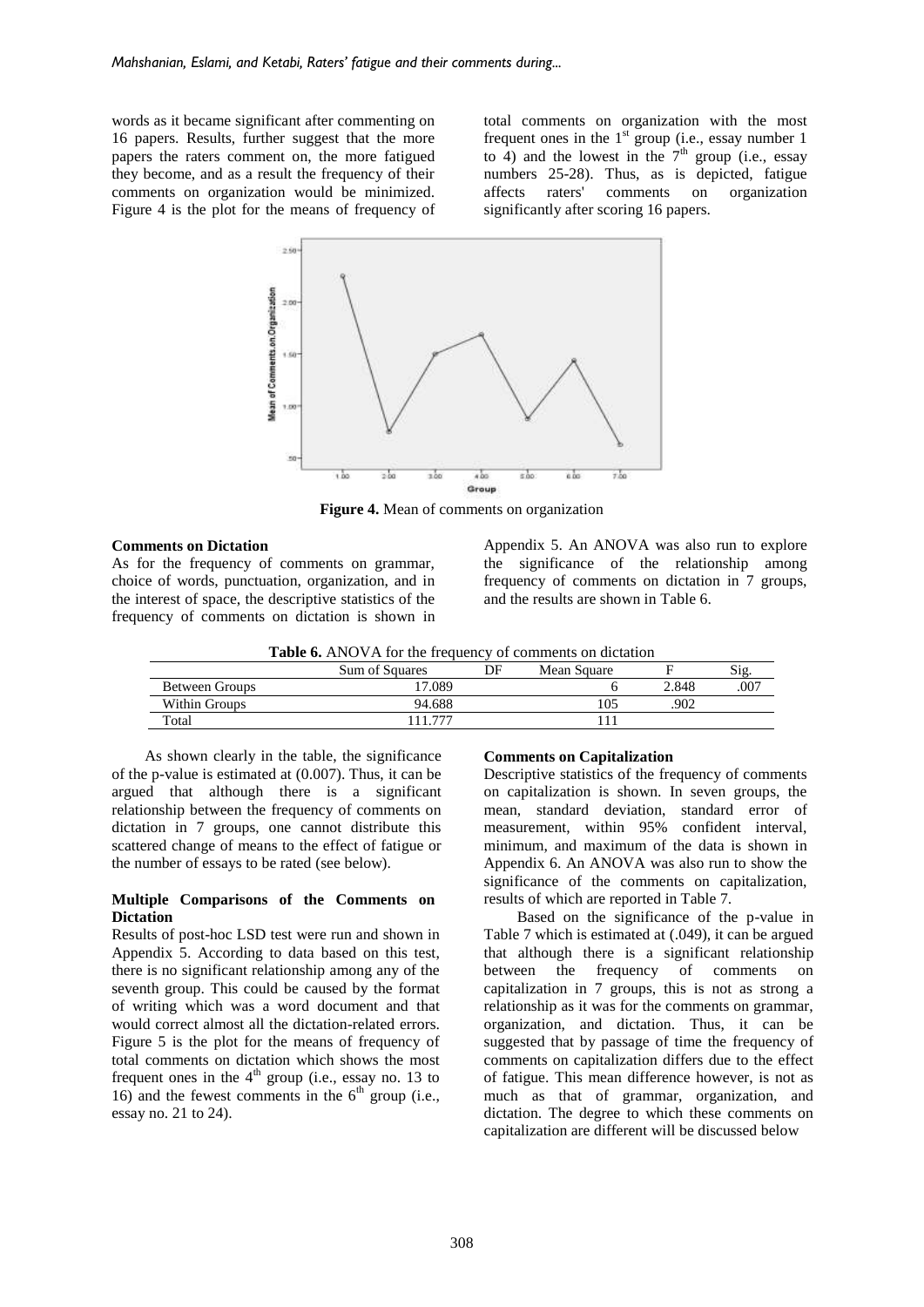words as it became significant after commenting on 16 papers. Results, further suggest that the more papers the raters comment on, the more fatigued they become, and as a result the frequency of their comments on organization would be minimized. Figure 4 is the plot for the means of frequency of total comments on organization with the most frequent ones in the 1st group (i.e., essay number 1 to 4) and the lowest in the 7th group (i.e., essay numbers 25-28). Thus, as is depicted, fatigue affects raters' comments on organization significantly after scoring 16 papers.

**Figure 4.** Mean of comments on organization

**Comments on Dictation**

As for the frequency of comments on grammar, choice of words, punctuation, organization, and in the interest of space, the descriptive statistics of the frequency of comments on dictation is shown in Appendix 5. An ANOVA was also run to explore the significance of the relationship among frequency of comments on dictation in 7 groups, and the results are shown in Table 6.

**Table 6.** ANOVA for the frequency of comments on dictation

| | Sum of Squares | DF | Mean Square | F | Sig. |
|---|---|---|---|---|---|
| Between Groups | 17.089 | | 6 | 2.848 | .007 |
| Within Groups | 94.688 | | 105 | .902 | |
| Total | 111.777 | | 111 | | |

As shown clearly in the table, the significance of the p-value is estimated at (0.007). Thus, it can be argued that although there is a significant relationship between the frequency of comments on dictation in 7 groups, one cannot distribute this scattered change of means to the effect of fatigue or the number of essays to be rated (see below).

**Multiple Comparisons of the Comments on Dictation**

Results of post-hoc LSD test were run and shown in Appendix 5. According to data based on this test, there is no significant relationship among any of the seventh group. This could be caused by the format of writing which was a word document and that would correct almost all the dictation-related errors. Figure 5 is the plot for the means of frequency of total comments on dictation which shows the most frequent ones in the 4th group (i.e., essay no. 13 to 16) and the fewest comments in the 6th group (i.e., essay no. 21 to 24).

**Comments on Capitalization**

Descriptive statistics of the frequency of comments on capitalization is shown. In seven groups, the mean, standard deviation, standard error of measurement, within 95% confident interval, minimum, and maximum of the data is shown in Appendix 6. An ANOVA was also run to show the significance of the comments on capitalization, results of which are reported in Table 7.

Based on the significance of the p-value in Table 7 which is estimated at (.049), it can be argued that although there is a significant relationship between the frequency of comments on capitalization in 7 groups, this is not as strong a relationship as it was for the comments on grammar, organization, and dictation. Thus, it can be suggested that by passage of time the frequency of comments on capitalization differs due to the effect of fatigue. This mean difference however, is not as much as that of grammar, organization, and dictation. The degree to which these comments on capitalization are different will be discussed below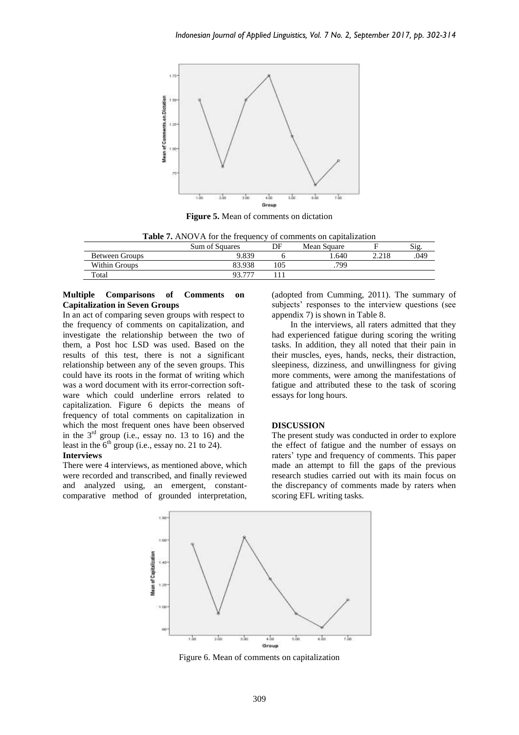**Figure 5.** Mean of comments on dictation

**Table 7.** ANOVA for the frequency of comments on capitalization

| | Sum of Squares | DF | Mean Square | F | Sig. |
|---|---|---|---|---|---|
| Between Groups | 9.839 | 6 | 1.640 | 2.218 | .049 |
| Within Groups | 83.938 | 105 | .799 | | |
| Total | 93.777 | 111 | | | |

**Multiple Comparisons of Comments on Capitalization in Seven Groups**

In an act of comparing seven groups with respect to the frequency of comments on capitalization, and investigate the relationship between the two of them, a Post hoc LSD was used. Based on the results of this test, there is not a significant relationship between any of the seven groups. This could have its roots in the format of writing which was a word document with its error-correction software which could underline errors related to capitalization. Figure 6 depicts the means of frequency of total comments on capitalization in which the most frequent ones have been observed in the 3rd group (i.e., essay no. 13 to 16) and the least in the 6th group (i.e., essay no. 21 to 24).

**Interviews**

There were 4 interviews, as mentioned above, which were recorded and transcribed, and finally reviewed and analyzed using, an emergent, constant-comparative method of grounded interpretation, (adopted from Cumming, 2011). The summary of subjects' responses to the interview questions (see appendix 7) is shown in Table 8.

In the interviews, all raters admitted that they had experienced fatigue during scoring the writing tasks. In addition, they all noted that their pain in their muscles, eyes, hands, necks, their distraction, sleepiness, dizziness, and unwillingness for giving more comments, were among the manifestations of fatigue and attributed these to the task of scoring essays for long hours.

**DISCUSSION**

The present study was conducted in order to explore the effect of fatigue and the number of essays on raters' type and frequency of comments. This paper made an attempt to fill the gaps of the previous research studies carried out with its main focus on the discrepancy of comments made by raters when scoring EFL writing tasks.

Figure 6. Mean of comments on capitalization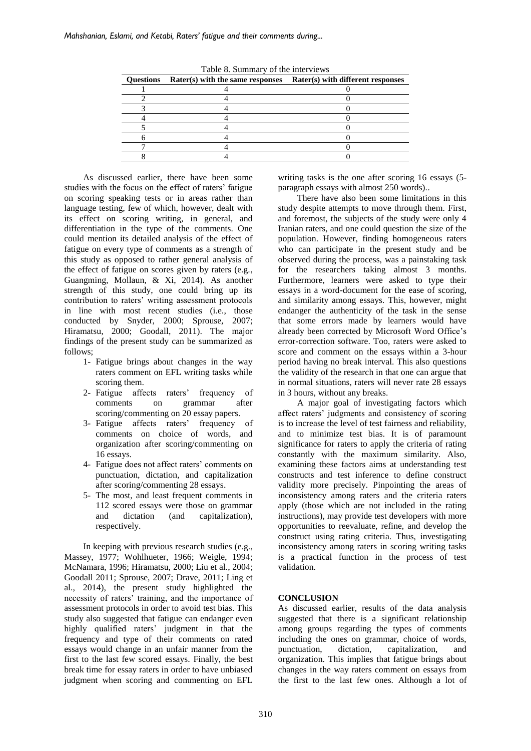Table 8. Summary of the interviews

| Questions | Rater(s) with the same responses | Rater(s) with different responses |
|---|---|---|
| 1 | 4 | 0 |
| 2 | 4 | 0 |
| 3 | 4 | 0 |
| 4 | 4 | 0 |
| 5 | 4 | 0 |
| 6 | 4 | 0 |
| 7 | 4 | 0 |
| 8 | 4 | 0 |

As discussed earlier, there have been some studies with the focus on the effect of raters' fatigue on scoring speaking tests or in areas rather than language testing, few of which, however, dealt with its effect on scoring writing, in general, and differentiation in the type of the comments. One could mention its detailed analysis of the effect of fatigue on every type of comments as a strength of this study as opposed to rather general analysis of the effect of fatigue on scores given by raters (e.g., Guangming, Mollaun, & Xi, 2014). As another strength of this study, one could bring up its contribution to raters' writing assessment protocols in line with most recent studies (i.e., those conducted by Snyder, 2000; Sprouse, 2007; Hiramatsu, 2000; Goodall, 2011). The major findings of the present study can be summarized as follows;

1- Fatigue brings about changes in the way raters comment on EFL writing tasks while scoring them.
2- Fatigue affects raters' frequency of comments on grammar after scoring/commenting on 20 essay papers.
3- Fatigue affects raters' frequency of comments on choice of words, and organization after scoring/commenting on 16 essays.
4- Fatigue does not affect raters' comments on punctuation, dictation, and capitalization after scoring/commenting 28 essays.
5- The most, and least frequent comments in 112 scored essays were those on grammar and dictation (and capitalization), respectively.

In keeping with previous research studies (e.g., Massey, 1977; Wohlhueter, 1966; Weigle, 1994; McNamara, 1996; Hiramatsu, 2000; Liu et al., 2004; Goodall 2011; Sprouse, 2007; Drave, 2011; Ling et al., 2014), the present study highlighted the necessity of raters' training, and the importance of assessment protocols in order to avoid test bias. This study also suggested that fatigue can endanger even highly qualified raters' judgment in that the frequency and type of their comments on rated essays would change in an unfair manner from the first to the last few scored essays. Finally, the best break time for essay raters in order to have unbiased judgment when scoring and commenting on EFL writing tasks is the one after scoring 16 essays (5-paragraph essays with almost 250 words)..

There have also been some limitations in this study despite attempts to move through them. First, and foremost, the subjects of the study were only 4 Iranian raters, and one could question the size of the population. However, finding homogeneous raters who can participate in the present study and be observed during the process, was a painstaking task for the researchers taking almost 3 months. Furthermore, learners were asked to type their essays in a word-document for the ease of scoring, and similarity among essays. This, however, might endanger the authenticity of the task in the sense that some errors made by learners would have already been corrected by Microsoft Word Office's error-correction software. Too, raters were asked to score and comment on the essays within a 3-hour period having no break interval. This also questions the validity of the research in that one can argue that in normal situations, raters will never rate 28 essays in 3 hours, without any breaks.

A major goal of investigating factors which affect raters' judgments and consistency of scoring is to increase the level of test fairness and reliability, and to minimize test bias. It is of paramount significance for raters to apply the criteria of rating constantly with the maximum similarity. Also, examining these factors aims at understanding test constructs and test inference to define construct validity more precisely. Pinpointing the areas of inconsistency among raters and the criteria raters apply (those which are not included in the rating instructions), may provide test developers with more opportunities to reevaluate, refine, and develop the construct using rating criteria. Thus, investigating inconsistency among raters in scoring writing tasks is a practical function in the process of test validation.

## CONCLUSION

As discussed earlier, results of the data analysis suggested that there is a significant relationship among groups regarding the types of comments including the ones on grammar, choice of words, punctuation, dictation, capitalization, and organization. This implies that fatigue brings about changes in the way raters comment on essays from the first to the last few ones. Although a lot of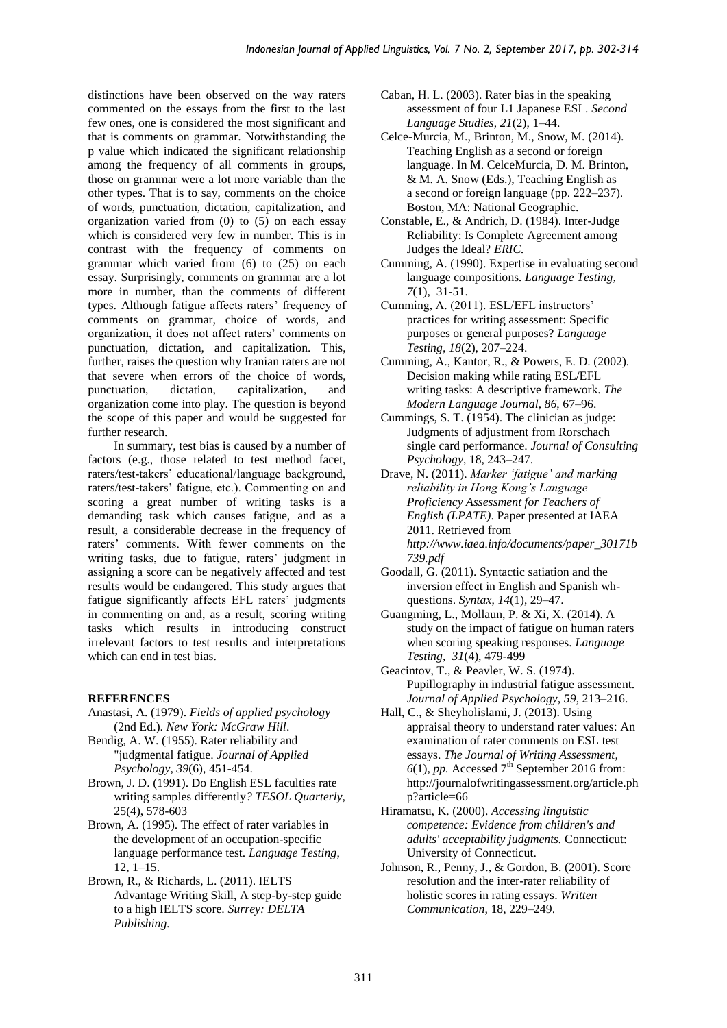distinctions have been observed on the way raters commented on the essays from the first to the last few ones, one is considered the most significant and that is comments on grammar. Notwithstanding the p value which indicated the significant relationship among the frequency of all comments in groups, those on grammar were a lot more variable than the other types. That is to say, comments on the choice of words, punctuation, dictation, capitalization, and organization varied from (0) to (5) on each essay which is considered very few in number. This is in contrast with the frequency of comments on grammar which varied from (6) to (25) on each essay. Surprisingly, comments on grammar are a lot more in number, than the comments of different types. Although fatigue affects raters' frequency of comments on grammar, choice of words, and organization, it does not affect raters' comments on punctuation, dictation, and capitalization. This, further, raises the question why Iranian raters are not that severe when errors of the choice of words, punctuation, dictation, capitalization, and organization come into play. The question is beyond the scope of this paper and would be suggested for further research.

In summary, test bias is caused by a number of factors (e.g., those related to test method facet, raters/test-takers' educational/language background, raters/test-takers' fatigue, etc.). Commenting on and scoring a great number of writing tasks is a demanding task which causes fatigue, and as a result, a considerable decrease in the frequency of raters' comments. With fewer comments on the writing tasks, due to fatigue, raters' judgment in assigning a score can be negatively affected and test results would be endangered. This study argues that fatigue significantly affects EFL raters' judgments in commenting on and, as a result, scoring writing tasks which results in introducing construct irrelevant factors to test results and interpretations which can end in test bias.

## REFERENCES

Anastasi, A. (1979). *Fields of applied psychology* (2nd Ed.). *New York: McGraw Hill*.

Bendig, A. W. (1955). Rater reliability and "judgmental fatigue. *Journal of Applied Psychology, 39*(6), 451-454.

Brown, J. D. (1991). Do English ESL faculties rate writing samples differently*? TESOL Quarterly,* 25(4), 578-603

Brown, A. (1995). The effect of rater variables in the development of an occupation-specific language performance test. *Language Testing*, 12, 1–15.

Brown, R., & Richards, L. (2011). IELTS Advantage Writing Skill, A step-by-step guide to a high IELTS score. *Surrey: DELTA Publishing.*

Caban, H. L. (2003). Rater bias in the speaking assessment of four L1 Japanese ESL. *Second Language Studies, 21*(2), 1–44.

Celce-Murcia, M., Brinton, M., Snow, M. (2014). Teaching English as a second or foreign language. In M. CelceMurcia, D. M. Brinton, & M. A. Snow (Eds.), Teaching English as a second or foreign language (pp. 222–237). Boston, MA: National Geographic.

Constable, E., & Andrich, D. (1984). Inter-Judge Reliability: Is Complete Agreement among Judges the Ideal? *ERIC.*

Cumming, A. (1990). Expertise in evaluating second language compositions*. Language Testing, 7*(1), 31-51.

Cumming, A. (2011). ESL/EFL instructors' practices for writing assessment: Specific purposes or general purposes? *Language Testing, 18*(2), 207–224.

Cumming, A., Kantor, R., & Powers, E. D. (2002). Decision making while rating ESL/EFL writing tasks: A descriptive framework. *The Modern Language Journal*, *86*, 67–96.

Cummings, S. T. (1954). The clinician as judge: Judgments of adjustment from Rorschach single card performance. *Journal of Consulting Psychology*, 18, 243–247.

Drave, N. (2011). *Marker 'fatigue' and marking reliability in Hong Kong's Language Proficiency Assessment for Teachers of English (LPATE)*. Paper presented at IAEA 2011. Retrieved from *http://www.iaea.info/documents/paper_30171b739.pdf*

Goodall, G. (2011). Syntactic satiation and the inversion effect in English and Spanish wh-questions. *Syntax*, *14*(1), 29–47.

Guangming, L., Mollaun, P. & Xi, X. (2014). A study on the impact of fatigue on human raters when scoring speaking responses. *Language Testing*, *31*(4), 479-499

Geacintov, T., & Peavler, W. S. (1974). Pupillography in industrial fatigue assessment. *Journal of Applied Psychology*, *59*, 213–216.

Hall, C., & Sheyholislami, J. (2013). Using appraisal theory to understand rater values: An examination of rater comments on ESL test essays. *The Journal of Writing Assessment, 6*(1), *pp.* Accessed 7th September 2016 from: http://journalofwritingassessment.org/article.php?article=66

Hiramatsu, K. (2000). *Accessing linguistic competence: Evidence from children's and adults' acceptability judgments.* Connecticut: University of Connecticut.

Johnson, R., Penny, J., & Gordon, B. (2001). Score resolution and the inter-rater reliability of holistic scores in rating essays. *Written Communication,* 18, 229–249.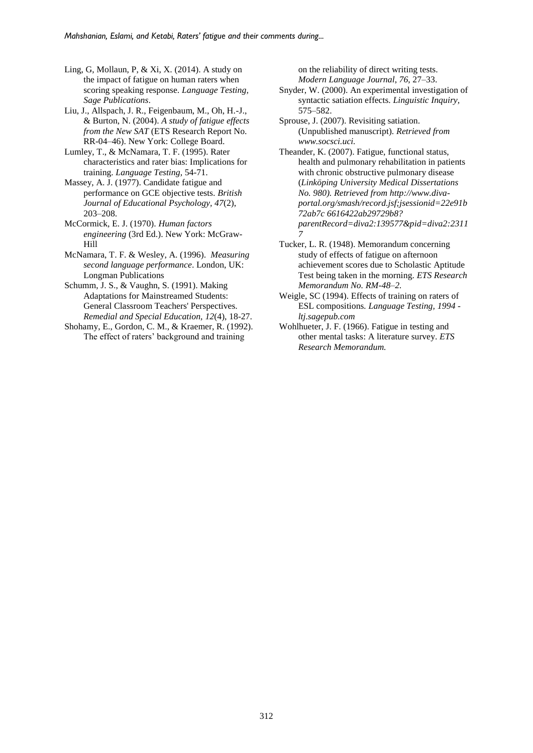Ling, G, Mollaun, P, & Xi, X. (2014). A study on the impact of fatigue on human raters when scoring speaking response. *Language Testing, Sage Publications*.

Liu, J., Allspach, J. R., Feigenbaum, M., Oh, H.-J., & Burton, N. (2004). *A study of fatigue effects from the New SAT* (ETS Research Report No. RR-04–46). New York: College Board.

Lumley, T., & McNamara, T. F. (1995). Rater characteristics and rater bias: Implications for training. *Language Testing*, 54-71.

Massey, A. J. (1977). Candidate fatigue and performance on GCE objective tests. *British Journal of Educational Psychology, 47*(2), 203–208.

McCormick, E. J. (1970). *Human factors engineering* (3rd Ed.). New York: McGraw-Hill

McNamara, T. F. & Wesley, A. (1996). *Measuring second language performance*. London, UK: Longman Publications

Schumm, J. S., & Vaughn, S. (1991). Making Adaptations for Mainstreamed Students: General Classroom Teachers' Perspectives. *Remedial and Special Education, 12*(4), 18-27.

Shohamy, E., Gordon, C. M., & Kraemer, R. (1992). The effect of raters' background and training on the reliability of direct writing tests. *Modern Language Journal, 76*, 27–33.

Snyder, W. (2000). An experimental investigation of syntactic satiation effects. *Linguistic Inquiry*, 575–582.

Sprouse, J. (2007). Revisiting satiation. (Unpublished manuscript). *Retrieved from www.socsci.uci.*

Theander, K. (2007). Fatigue, functional status, health and pulmonary rehabilitation in patients with chronic obstructive pulmonary disease (*Linköping University Medical Dissertations No. 980). Retrieved from http://www.diva-portal.org/smash/record.jsf;jsessionid=22e91b72ab7c 6616422ab29729b8?parentRecord=diva2:139577&pid=diva2:23117*

Tucker, L. R. (1948). Memorandum concerning study of effects of fatigue on afternoon achievement scores due to Scholastic Aptitude Test being taken in the morning. *ETS Research Memorandum No. RM-48–2.*

Weigle, SC (1994). Effects of training on raters of ESL compositions*. Language Testing, 1994 - ltj.sagepub.com*

Wohlhueter, J. F. (1966). Fatigue in testing and other mental tasks: A literature survey. *ETS Research Memorandum.*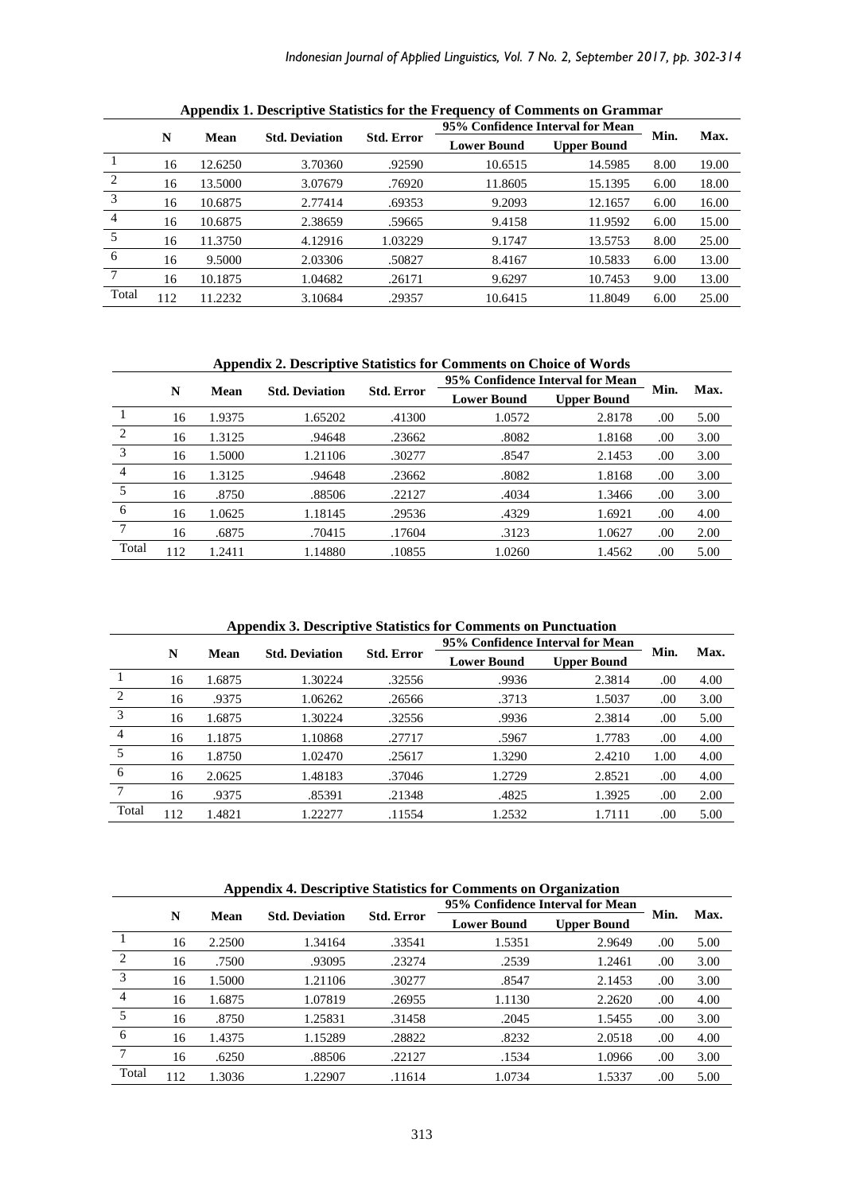**Appendix 1. Descriptive Statistics for the Frequency of Comments on Grammar**

| | N | Mean | Std. Deviation | Std. Error | 95% Confidence Interval for Mean | | Min. | Max. |
|---|---|---|---|---|---|---|---|---|
| | | | | | Lower Bound | Upper Bound | | |
| 1 | 16 | 12.6250 | 3.70360 | .92590 | 10.6515 | 14.5985 | 8.00 | 19.00 |
| 2 | 16 | 13.5000 | 3.07679 | .76920 | 11.8605 | 15.1395 | 6.00 | 18.00 |
| 3 | 16 | 10.6875 | 2.77414 | .69353 | 9.2093 | 12.1657 | 6.00 | 16.00 |
| 4 | 16 | 10.6875 | 2.38659 | .59665 | 9.4158 | 11.9592 | 6.00 | 15.00 |
| 5 | 16 | 11.3750 | 4.12916 | 1.03229 | 9.1747 | 13.5753 | 8.00 | 25.00 |
| 6 | 16 | 9.5000 | 2.03306 | .50827 | 8.4167 | 10.5833 | 6.00 | 13.00 |
| 7 | 16 | 10.1875 | 1.04682 | .26171 | 9.6297 | 10.7453 | 9.00 | 13.00 |
| Total | 112 | 11.2232 | 3.10684 | .29357 | 10.6415 | 11.8049 | 6.00 | 25.00 |

**Appendix 2. Descriptive Statistics for Comments on Choice of Words**

| | N | Mean | Std. Deviation | Std. Error | 95% Confidence Interval for Mean | | Min. | Max. |
|---|---|---|---|---|---|---|---|---|
| | | | | | Lower Bound | Upper Bound | | |
| 1 | 16 | 1.9375 | 1.65202 | .41300 | 1.0572 | 2.8178 | .00 | 5.00 |
| 2 | 16 | 1.3125 | .94648 | .23662 | .8082 | 1.8168 | .00 | 3.00 |
| 3 | 16 | 1.5000 | 1.21106 | .30277 | .8547 | 2.1453 | .00 | 3.00 |
| 4 | 16 | 1.3125 | .94648 | .23662 | .8082 | 1.8168 | .00 | 3.00 |
| 5 | 16 | .8750 | .88506 | .22127 | .4034 | 1.3466 | .00 | 3.00 |
| 6 | 16 | 1.0625 | 1.18145 | .29536 | .4329 | 1.6921 | .00 | 4.00 |
| 7 | 16 | .6875 | .70415 | .17604 | .3123 | 1.0627 | .00 | 2.00 |
| Total | 112 | 1.2411 | 1.14880 | .10855 | 1.0260 | 1.4562 | .00 | 5.00 |

**Appendix 3. Descriptive Statistics for Comments on Punctuation**

| | N | Mean | Std. Deviation | Std. Error | 95% Confidence Interval for Mean | | Min. | Max. |
|---|---|---|---|---|---|---|---|---|
| | | | | | Lower Bound | Upper Bound | | |
| 1 | 16 | 1.6875 | 1.30224 | .32556 | .9936 | 2.3814 | .00 | 4.00 |
| 2 | 16 | .9375 | 1.06262 | .26566 | .3713 | 1.5037 | .00 | 3.00 |
| 3 | 16 | 1.6875 | 1.30224 | .32556 | .9936 | 2.3814 | .00 | 5.00 |
| 4 | 16 | 1.1875 | 1.10868 | .27717 | .5967 | 1.7783 | .00 | 4.00 |
| 5 | 16 | 1.8750 | 1.02470 | .25617 | 1.3290 | 2.4210 | 1.00 | 4.00 |
| 6 | 16 | 2.0625 | 1.48183 | .37046 | 1.2729 | 2.8521 | .00 | 4.00 |
| 7 | 16 | .9375 | .85391 | .21348 | .4825 | 1.3925 | .00 | 2.00 |
| Total | 112 | 1.4821 | 1.22277 | .11554 | 1.2532 | 1.7111 | .00 | 5.00 |

**Appendix 4. Descriptive Statistics for Comments on Organization**

| | N | Mean | Std. Deviation | Std. Error | 95% Confidence Interval for Mean | | Min. | Max. |
|---|---|---|---|---|---|---|---|---|
| | | | | | Lower Bound | Upper Bound | | |
| 1 | 16 | 2.2500 | 1.34164 | .33541 | 1.5351 | 2.9649 | .00 | 5.00 |
| 2 | 16 | .7500 | .93095 | .23274 | .2539 | 1.2461 | .00 | 3.00 |
| 3 | 16 | 1.5000 | 1.21106 | .30277 | .8547 | 2.1453 | .00 | 3.00 |
| 4 | 16 | 1.6875 | 1.07819 | .26955 | 1.1130 | 2.2620 | .00 | 4.00 |
| 5 | 16 | .8750 | 1.25831 | .31458 | .2045 | 1.5455 | .00 | 3.00 |
| 6 | 16 | 1.4375 | 1.15289 | .28822 | .8232 | 2.0518 | .00 | 4.00 |
| 7 | 16 | .6250 | .88506 | .22127 | .1534 | 1.0966 | .00 | 3.00 |
| Total | 112 | 1.3036 | 1.22907 | .11614 | 1.0734 | 1.5337 | .00 | 5.00 |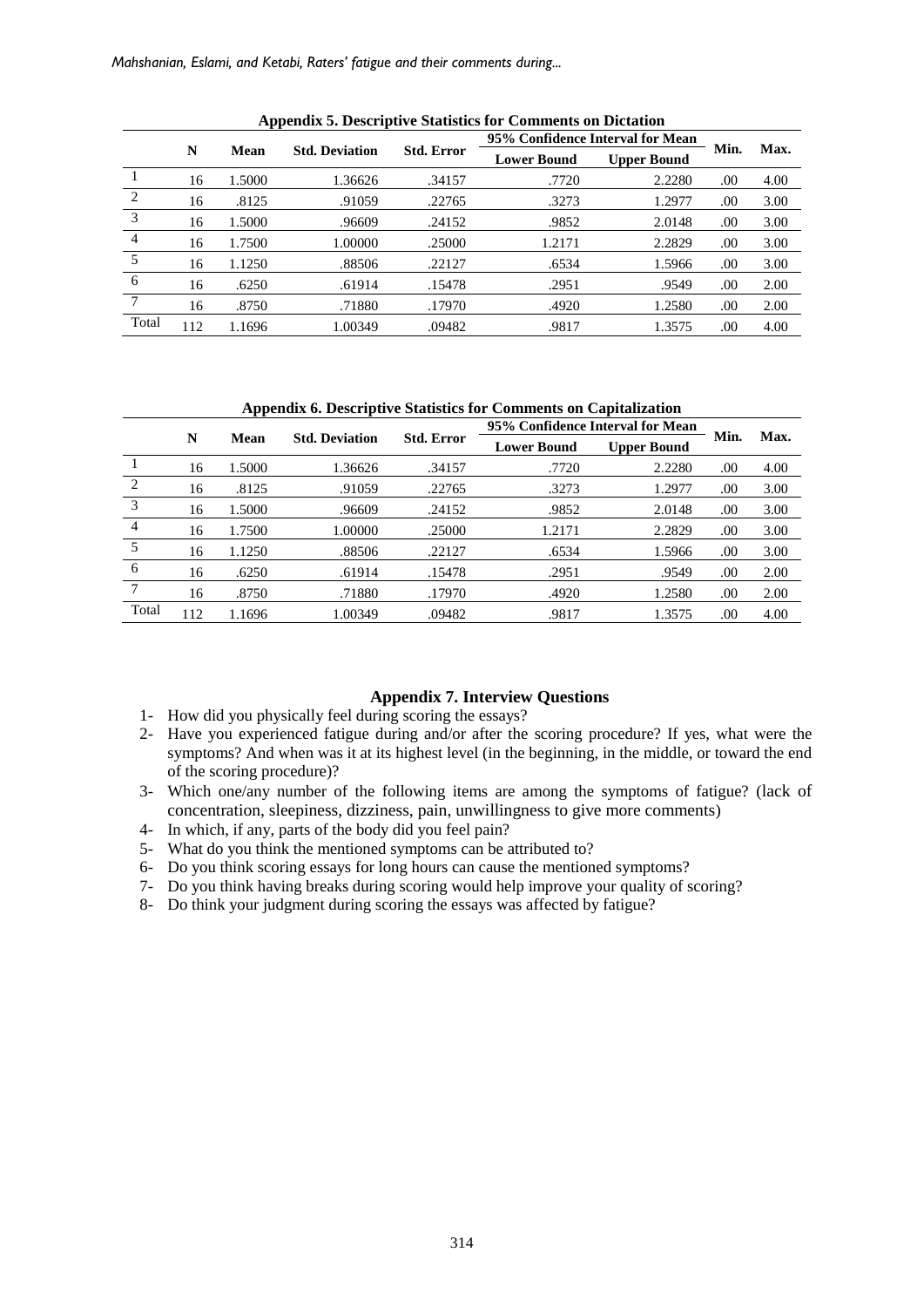**Appendix 5. Descriptive Statistics for Comments on Dictation**

| | N | Mean | Std. Deviation | Std. Error | 95% Confidence Interval for Mean | | Min. | Max. |
|---|---|---|---|---|---|---|---|---|
| | | | | | Lower Bound | Upper Bound | | |
| 1 | 16 | 1.5000 | 1.36626 | .34157 | .7720 | 2.2280 | .00 | 4.00 |
| 2 | 16 | .8125 | .91059 | .22765 | .3273 | 1.2977 | .00 | 3.00 |
| 3 | 16 | 1.5000 | .96609 | .24152 | .9852 | 2.0148 | .00 | 3.00 |
| 4 | 16 | 1.7500 | 1.00000 | .25000 | 1.2171 | 2.2829 | .00 | 3.00 |
| 5 | 16 | 1.1250 | .88506 | .22127 | .6534 | 1.5966 | .00 | 3.00 |
| 6 | 16 | .6250 | .61914 | .15478 | .2951 | .9549 | .00 | 2.00 |
| 7 | 16 | .8750 | .71880 | .17970 | .4920 | 1.2580 | .00 | 2.00 |
| Total | 112 | 1.1696 | 1.00349 | .09482 | .9817 | 1.3575 | .00 | 4.00 |

**Appendix 6. Descriptive Statistics for Comments on Capitalization**

| | N | Mean | Std. Deviation | Std. Error | 95% Confidence Interval for Mean | | Min. | Max. |
|---|---|---|---|---|---|---|---|---|
| | | | | | Lower Bound | Upper Bound | | |
| 1 | 16 | 1.5000 | 1.36626 | .34157 | .7720 | 2.2280 | .00 | 4.00 |
| 2 | 16 | .8125 | .91059 | .22765 | .3273 | 1.2977 | .00 | 3.00 |
| 3 | 16 | 1.5000 | .96609 | .24152 | .9852 | 2.0148 | .00 | 3.00 |
| 4 | 16 | 1.7500 | 1.00000 | .25000 | 1.2171 | 2.2829 | .00 | 3.00 |
| 5 | 16 | 1.1250 | .88506 | .22127 | .6534 | 1.5966 | .00 | 3.00 |
| 6 | 16 | .6250 | .61914 | .15478 | .2951 | .9549 | .00 | 2.00 |
| 7 | 16 | .8750 | .71880 | .17970 | .4920 | 1.2580 | .00 | 2.00 |
| Total | 112 | 1.1696 | 1.00349 | .09482 | .9817 | 1.3575 | .00 | 4.00 |

## Appendix 7. Interview Questions

1- How did you physically feel during scoring the essays?

2- Have you experienced fatigue during and/or after the scoring procedure? If yes, what were the symptoms? And when was it at its highest level (in the beginning, in the middle, or toward the end of the scoring procedure)?

3- Which one/any number of the following items are among the symptoms of fatigue? (lack of concentration, sleepiness, dizziness, pain, unwillingness to give more comments)

4- In which, if any, parts of the body did you feel pain?

5- What do you think the mentioned symptoms can be attributed to?

6- Do you think scoring essays for long hours can cause the mentioned symptoms?

7- Do you think having breaks during scoring would help improve your quality of scoring?

8- Do think your judgment during scoring the essays was affected by fatigue?